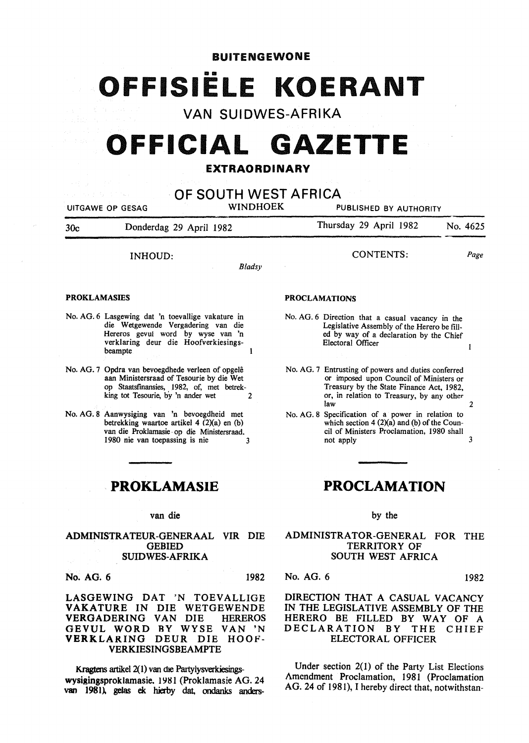**BUITENGEWONE**

# OFFISIËLE KOERANT

## VAN SUIDWES-AFRIKA

# OFFICIAL GAZETTE

## EXTRAORDINARY

## OF SOUTH WEST AFRICA

UITGAWE OP GESAG — WINDHOEK — PUBLISHED BY AUTHORITY

30c — Donderdag 29 April 1982 — Thursday 29 April 1982 — No. 4625

**INHOUD:** *Bladsy*

**PROKLAMASIES**

No. AG. 6 Lasgewing dat 'n toevallige vakature in die Wetgewende Vergadering van die Hereros gevul word by wyse van 'n verklaring deur die Hoofverkiesingsbeampte — 1

No. AG. 7 Opdra van bevoegdhede verleen of opgelê aan Ministersraad of Tesourie by die Wet op Staatsfinansies, 1982, of, met betrekking tot Tesourie, by 'n ander wet — 2

No. AG. 8 Aanwysiging van 'n bevoegdheid met betrekking waartoe artikel 4 (2)(a) en (b) van die Proklamasie op die Ministersraad, 1980 nie van toepassing is nie — 3

**CONTENTS:** *Page*

**PROCLAMATIONS**

No. AG. 6 Direction that a casual vacancy in the Legislative Assembly of the Herero be filled by way of a declaration by the Chief Electoral Officer — 1

No. AG. 7 Entrusting of powers and duties conferred or imposed upon Council of Ministers or Treasury by the State Finance Act, 1982, or, in relation to Treasury, by any other law — 2

No. AG. 8 Specification of a power in relation to which section 4 (2)(a) and (b) of the Council of Ministers Proclamation, 1980 shall not apply — 3

# PROKLAMASIE

van die

## ADMINISTRATEUR-GENERAAL VIR DIE GEBIED SUIDWES-AFRIKA

**No. AG. 6** — 1982

**LASGEWING DAT 'N TOEVALLIGE VAKATURE IN DIE WETGEWENDE VERGADERING VAN DIE HEREROS GEVUL WORD BY WYSE VAN 'N VERKLARING DEUR DIE HOOF-VERKIESINGSBEAMPTE**

Kragtens artikel 2(1) van die Partylysverkiesings-wysigingsproklamasie, 1981 (Proklamasie AG. 24 van 1981), gelas ek hierby dat, ondanks anders-

# PROCLAMATION

by the

## ADMINISTRATOR-GENERAL FOR THE TERRITORY OF SOUTH WEST AFRICA

**No. AG. 6** — 1982

**DIRECTION THAT A CASUAL VACANCY IN THE LEGISLATIVE ASSEMBLY OF THE HERERO BE FILLED BY WAY OF A DECLARATION BY THE CHIEF ELECTORAL OFFICER**

Under section 2(1) of the Party List Elections Amendment Proclamation, 1981 (Proclamation AG. 24 of 1981), I hereby direct that, notwithstan-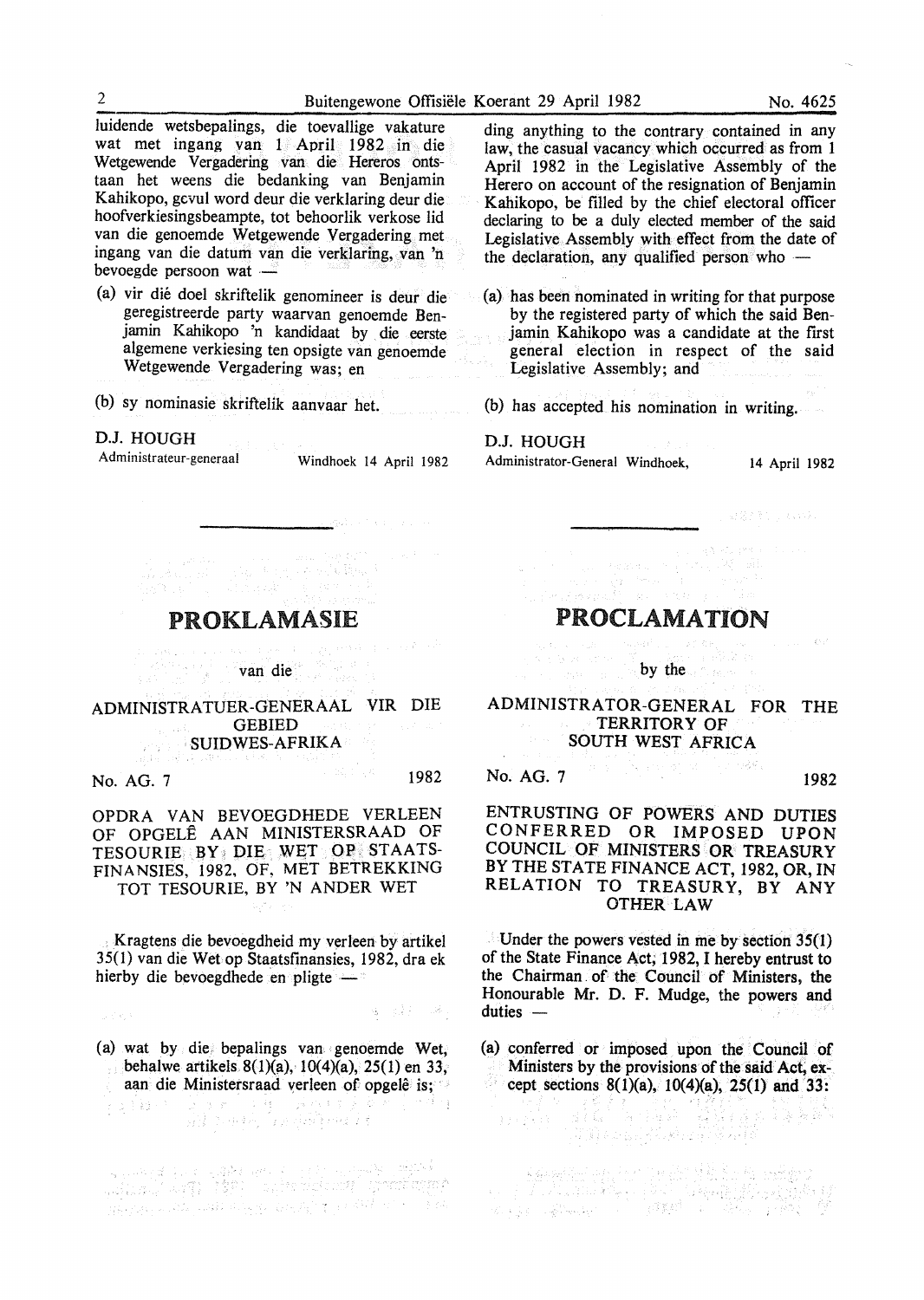luidende wetsbepalings, die toevallige vakature wat met ingang van 1 April 1982 in die Wetgewende Vergadering van die Hereros ontstaan het weens die bedanking van Benjamin Kahikopo, gevul word deur die verklaring deur die hoofverkiesingsbeampte, tot behoorlik verkose lid van die genoemde Wetgewende Vergadering met ingang van die datum van die verklaring, van 'n bevoegde persoon wat —

(a) vir dié doel skriftelik genomineer is deur die geregistreerde party waarvan genoemde Benjamin Kahikopo 'n kandidaat by die eerste algemene verkiesing ten opsigte van genoemde Wetgewende Vergadering was; en

(b) sy nominasie skriftelik aanvaar het.

D.J. HOUGH
Administrateur-generaal — Windhoek 14 April 1982

ding anything to the contrary contained in any law, the casual vacancy which occurred as from 1 April 1982 in the Legislative Assembly of the Herero on account of the resignation of Benjamin Kahikopo, be filled by the chief electoral officer declaring to be a duly elected member of the said Legislative Assembly with effect from the date of the declaration, any qualified person who —

(a) has been nominated in writing for that purpose by the registered party of which the said Benjamin Kahikopo was a candidate at the first general election in respect of the said Legislative Assembly; and

(b) has accepted his nomination in writing.

D.J. HOUGH
Administrator-General Windhoek, 14 April 1982

---

# PROKLAMASIE

van die

## ADMINISTRATUER-GENERAAL VIR DIE GEBIED SUIDWES-AFRIKA

No. AG. 7 — 1982

### OPDRA VAN BEVOEGDHEDE VERLEEN OF OPGELÊ AAN MINISTERSRAAD OF TESOURIE BY DIE WET OP STAATSFINANSIES, 1982, OF, MET BETREKKING TOT TESOURIE, BY 'N ANDER WET

Kragtens die bevoegdheid my verleen by artikel 35(1) van die Wet op Staatsfinansies, 1982, dra ek hierby die bevoegdhede en pligte —

(a) wat by die bepalings van genoemde Wet, behalwe artikels 8(1)(a), 10(4)(a), 25(1) en 33, aan die Ministersraad verleen of opgelê is;

# PROCLAMATION

by the

## ADMINISTRATOR-GENERAL FOR THE TERRITORY OF SOUTH WEST AFRICA

No. AG. 7 — 1982

### ENTRUSTING OF POWERS AND DUTIES CONFERRED OR IMPOSED UPON COUNCIL OF MINISTERS OR TREASURY BY THE STATE FINANCE ACT, 1982, OR, IN RELATION TO TREASURY, BY ANY OTHER LAW

Under the powers vested in me by section 35(1) of the State Finance Act, 1982, I hereby entrust to the Chairman of the Council of Ministers, the Honourable Mr. D. F. Mudge, the powers and duties —

(a) conferred or imposed upon the Council of Ministers by the provisions of the said Act, except sections 8(1)(a), 10(4)(a), 25(1) and 33: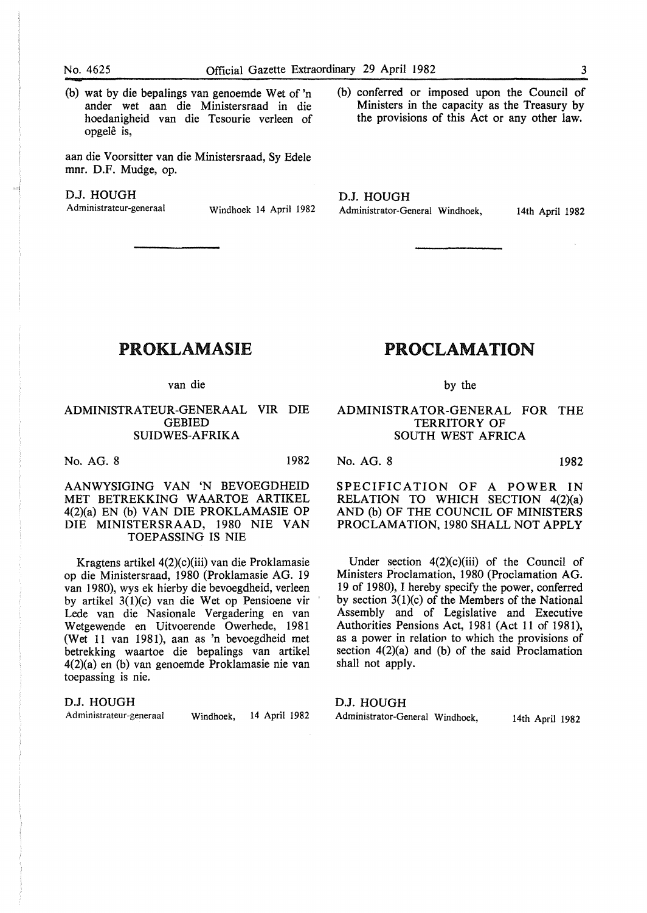(b) wat by die bepalings van genoemde Wet of 'n ander wet aan die Ministersraad in die hoedanigheid van die Tesourie verleen of opgelê is,

aan die Voorsitter van die Ministersraad, Sy Edele mnr. D.F. Mudge, op.

D.J. HOUGH
Administrateur-generaal Windhoek 14 April 1982

(b) conferred or imposed upon the Council of Ministers in the capacity as the Treasury by the provisions of this Act or any other law.

D.J. HOUGH
Administrator-General Windhoek, 14th April 1982

# PROKLAMASIE

van die

## ADMINISTRATEUR-GENERAAL VIR DIE GEBIED SUIDWES-AFRIKA

No. AG. 8 1982

### AANWYSIGING VAN 'N BEVOEGDHEID MET BETREKKING WAARTOE ARTIKEL 4(2)(a) EN (b) VAN DIE PROKLAMASIE OP DIE MINISTERSRAAD, 1980 NIE VAN TOEPASSING IS NIE

Kragtens artikel 4(2)(c)(iii) van die Proklamasie op die Ministersraad, 1980 (Proklamasie AG. 19 van 1980), wys ek hierby die bevoegdheid, verleen by artikel 3(1)(c) van die Wet op Pensioene vir Lede van die Nasionale Vergadering en van Wetgewende en Uitvoerende Owerhede, 1981 (Wet 11 van 1981), aan as 'n bevoegdheid met betrekking waartoe die bepalings van artikel 4(2)(a) en (b) van genoemde Proklamasie nie van toepassing is nie.

D.J. HOUGH
Administrateur-generaal Windhoek, 14 April 1982

# PROCLAMATION

by the

## ADMINISTRATOR-GENERAL FOR THE TERRITORY OF SOUTH WEST AFRICA

No. AG. 8 1982

### SPECIFICATION OF A POWER IN RELATION TO WHICH SECTION 4(2)(a) AND (b) OF THE COUNCIL OF MINISTERS PROCLAMATION, 1980 SHALL NOT APPLY

Under section 4(2)(c)(iii) of the Council of Ministers Proclamation, 1980 (Proclamation AG. 19 of 1980), I hereby specify the power, conferred by section 3(1)(c) of the Members of the National Assembly and of Legislative and Executive Authorities Pensions Act, 1981 (Act 11 of 1981), as a power in relation to which the provisions of section 4(2)(a) and (b) of the said Proclamation shall not apply.

D.J. HOUGH
Administrator-General Windhoek, 14th April 1982